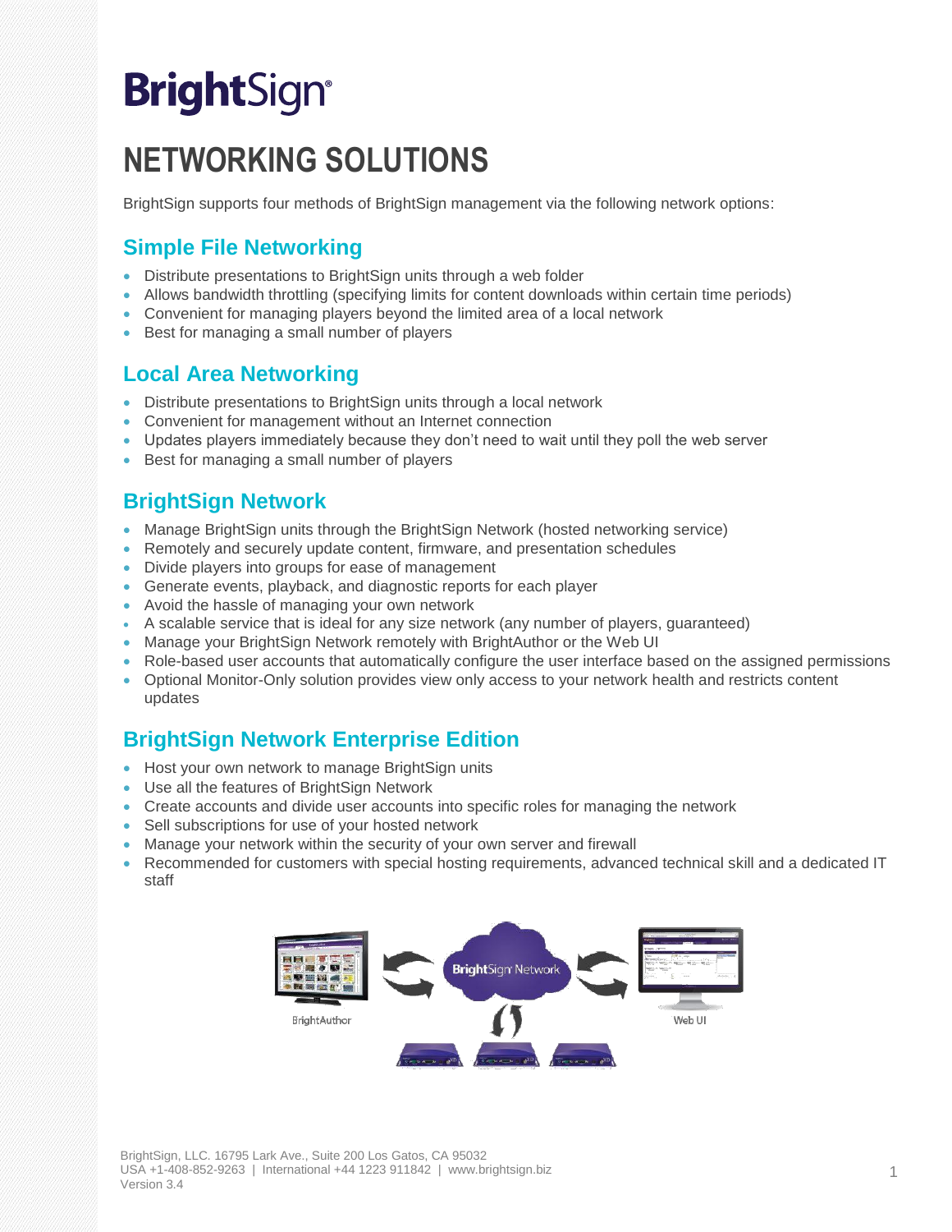# BrightSign

# NETWORKING SOLUTIONS

BrightSign supports four methods of BrightSign management via the following network options:

## Simple File Networking

- Distribute presentations to BrightSign units through a web folder
- Allows bandwidth throttling (specifying limits for content downloads within certain time periods)
- Convenient for managing players beyond the limited area of a local network
- Best for managing a small number of players

## Local Area Networking

- Distribute presentations to BrightSign units through a local network
- Convenient for management without an Internet connection
- Updates players immediately because they don't need to wait until they poll the web server
- Best for managing a small number of players

## BrightSign Network

- Manage BrightSign units through the BrightSign Network (hosted networking service)
- Remotely and securely update content, firmware, and presentation schedules
- Divide players into groups for ease of management
- Generate events, playback, and diagnostic reports for each player
- Avoid the hassle of managing your own network
- A scalable service that is ideal for any size network (any number of players, guaranteed)
- Manage your BrightSign Network remotely with BrightAuthor or the Web UI
- Role-based user accounts that automatically configure the user interface based on the assigned permissions
- Optional Monitor-Only solution provides view only access to your network health and restricts content updates

## BrightSign Network Enterprise Edition

- Host your own network to manage BrightSign units
- Use all the features of BrightSign Network
- Create accounts and divide user accounts into specific roles for managing the network
- Sell subscriptions for use of your hosted network
- Manage your network within the security of your own server and firewall
- Recommended for customers with special hosting requirements, advanced technical skill and a dedicated IT staff

BrightAuthor | BrightSign Network | Web UI

BrightSign, LLC. 16795 Lark Ave., Suite 200 Los Gatos, CA 95032
USA +1-408-852-9263 | International +44 1223 911842 | www.brightsign.biz
Version 3.4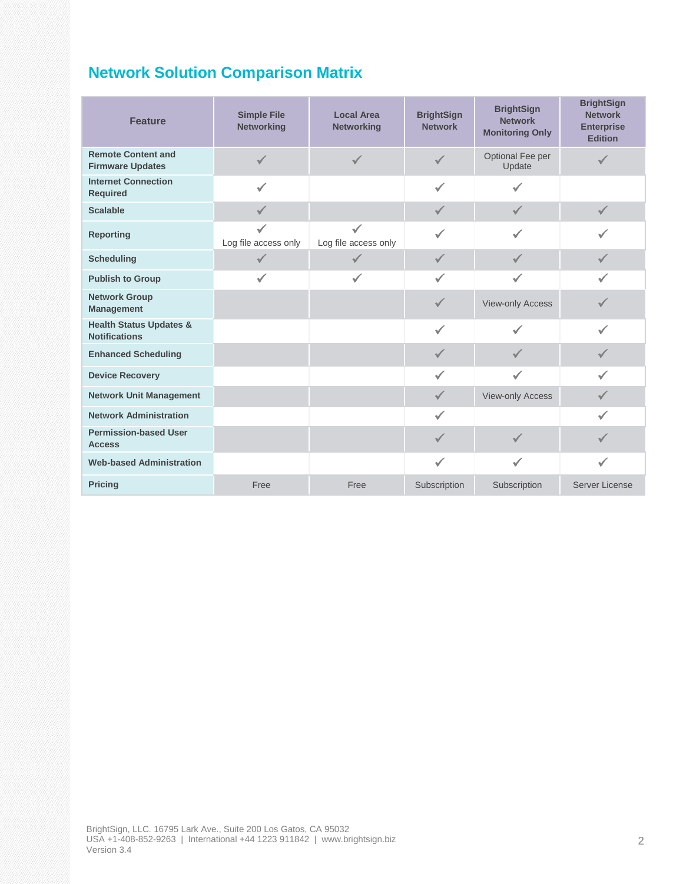## Network Solution Comparison Matrix

| Feature | Simple File Networking | Local Area Networking | BrightSign Network | BrightSign Network Monitoring Only | BrightSign Network Enterprise Edition |
|---|---|---|---|---|---|
| Remote Content and Firmware Updates | ✓ | ✓ | ✓ | Optional Fee per Update | ✓ |
| Internet Connection Required | ✓ | | ✓ | ✓ | |
| Scalable | ✓ | | ✓ | ✓ | ✓ |
| Reporting | ✓ Log file access only | ✓ Log file access only | ✓ | ✓ | ✓ |
| Scheduling | ✓ | ✓ | ✓ | ✓ | ✓ |
| Publish to Group | ✓ | ✓ | ✓ | ✓ | ✓ |
| Network Group Management | | | ✓ | View-only Access | ✓ |
| Health Status Updates & Notifications | | | ✓ | ✓ | ✓ |
| Enhanced Scheduling | | | ✓ | ✓ | ✓ |
| Device Recovery | | | ✓ | ✓ | ✓ |
| Network Unit Management | | | ✓ | View-only Access | ✓ |
| Network Administration | | | ✓ | | ✓ |
| Permission-based User Access | | | ✓ | ✓ | ✓ |
| Web-based Administration | | | ✓ | ✓ | ✓ |
| Pricing | Free | Free | Subscription | Subscription | Server License |

BrightSign, LLC. 16795 Lark Ave., Suite 200 Los Gatos, CA 95032
USA +1-408-852-9263 | International +44 1223 911842 | www.brightsign.biz
Version 3.4